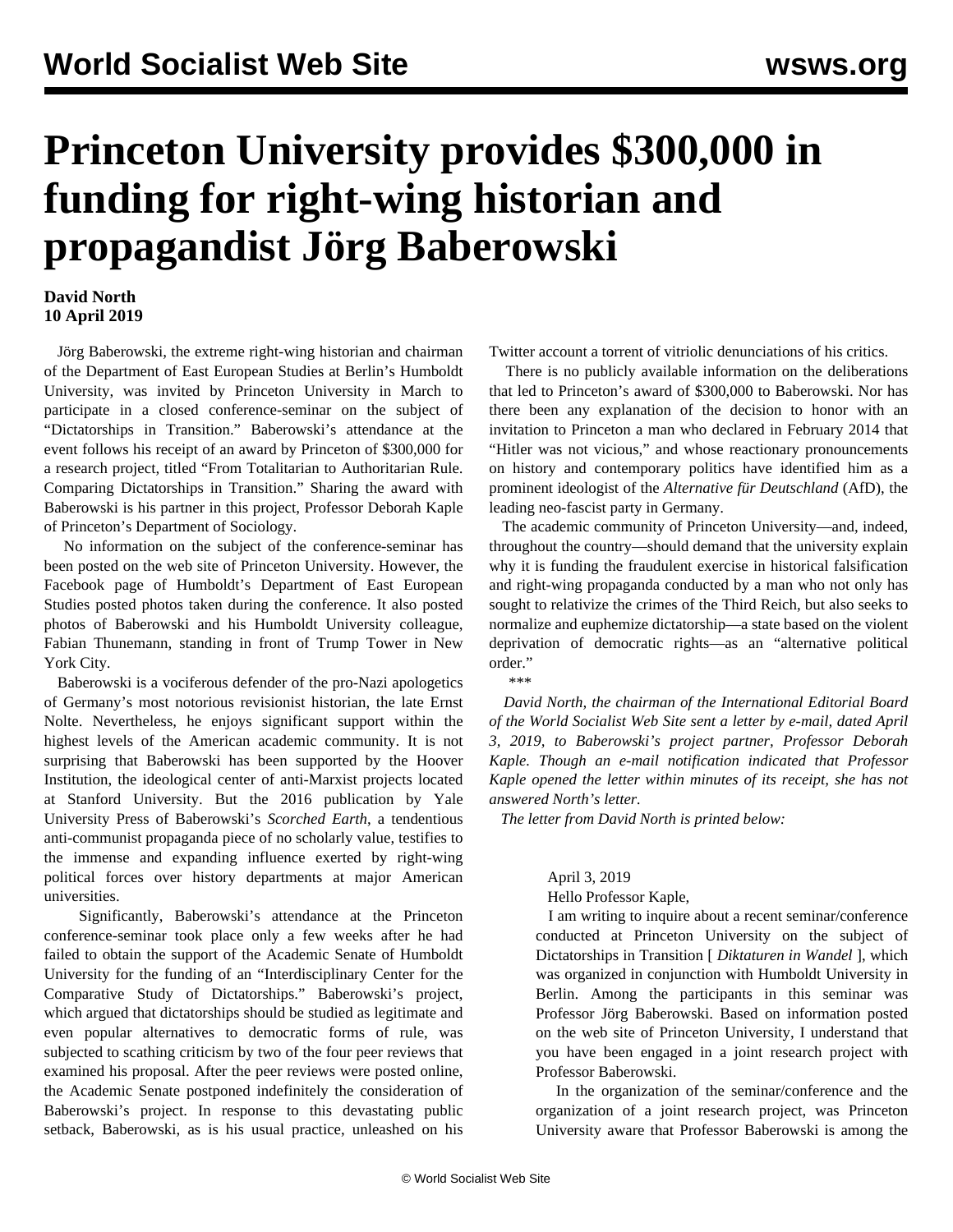// World Socialist Web Site header omitted

# Princeton University provides $300,000 in funding for right-wing historian and propagandist Jörg Baberowski

**David North**
**10 April 2019**

Jörg Baberowski, the extreme right-wing historian and chairman of the Department of East European Studies at Berlin's Humboldt University, was invited by Princeton University in March to participate in a closed conference-seminar on the subject of "Dictatorships in Transition." Baberowski's attendance at the event follows his receipt of an award by Princeton of $300,000 for a research project, titled "From Totalitarian to Authoritarian Rule. Comparing Dictatorships in Transition." Sharing the award with Baberowski is his partner in this project, Professor Deborah Kaple of Princeton's Department of Sociology.

No information on the subject of the conference-seminar has been posted on the web site of Princeton University. However, the Facebook page of Humboldt's Department of East European Studies posted photos taken during the conference. It also posted photos of Baberowski and his Humboldt University colleague, Fabian Thunemann, standing in front of Trump Tower in New York City.

Baberowski is a vociferous defender of the pro-Nazi apologetics of Germany's most notorious revisionist historian, the late Ernst Nolte. Nevertheless, he enjoys significant support within the highest levels of the American academic community. It is not surprising that Baberowski has been supported by the Hoover Institution, the ideological center of anti-Marxist projects located at Stanford University. But the 2016 publication by Yale University Press of Baberowski's *Scorched Earth*, a tendentious anti-communist propaganda piece of no scholarly value, testifies to the immense and expanding influence exerted by right-wing political forces over history departments at major American universities.

Significantly, Baberowski's attendance at the Princeton conference-seminar took place only a few weeks after he had failed to obtain the support of the Academic Senate of Humboldt University for the funding of an "Interdisciplinary Center for the Comparative Study of Dictatorships." Baberowski's project, which argued that dictatorships should be studied as legitimate and even popular alternatives to democratic forms of rule, was subjected to scathing criticism by two of the four peer reviews that examined his proposal. After the peer reviews were posted online, the Academic Senate postponed indefinitely the consideration of Baberowski's project. In response to this devastating public setback, Baberowski, as is his usual practice, unleashed on his Twitter account a torrent of vitriolic denunciations of his critics.

There is no publicly available information on the deliberations that led to Princeton's award of $300,000 to Baberowski. Nor has there been any explanation of the decision to honor with an invitation to Princeton a man who declared in February 2014 that "Hitler was not vicious," and whose reactionary pronouncements on history and contemporary politics have identified him as a prominent ideologist of the *Alternative für Deutschland* (AfD), the leading neo-fascist party in Germany.

The academic community of Princeton University—and, indeed, throughout the country—should demand that the university explain why it is funding the fraudulent exercise in historical falsification and right-wing propaganda conducted by a man who not only has sought to relativize the crimes of the Third Reich, but also seeks to normalize and euphemize dictatorship—a state based on the violent deprivation of democratic rights—as an "alternative political order."

\*\*\*

*David North, the chairman of the International Editorial Board of the World Socialist Web Site sent a letter by e-mail, dated April 3, 2019, to Baberowski's project partner, Professor Deborah Kaple. Though an e-mail notification indicated that Professor Kaple opened the letter within minutes of its receipt, she has not answered North's letter.*

*The letter from David North is printed below:*

> April 3, 2019
>
> Hello Professor Kaple,
>
> I am writing to inquire about a recent seminar/conference conducted at Princeton University on the subject of Dictatorships in Transition [ *Diktaturen in Wandel* ], which was organized in conjunction with Humboldt University in Berlin. Among the participants in this seminar was Professor Jörg Baberowski. Based on information posted on the web site of Princeton University, I understand that you have been engaged in a joint research project with Professor Baberowski.
>
> In the organization of the seminar/conference and the organization of a joint research project, was Princeton University aware that Professor Baberowski is among the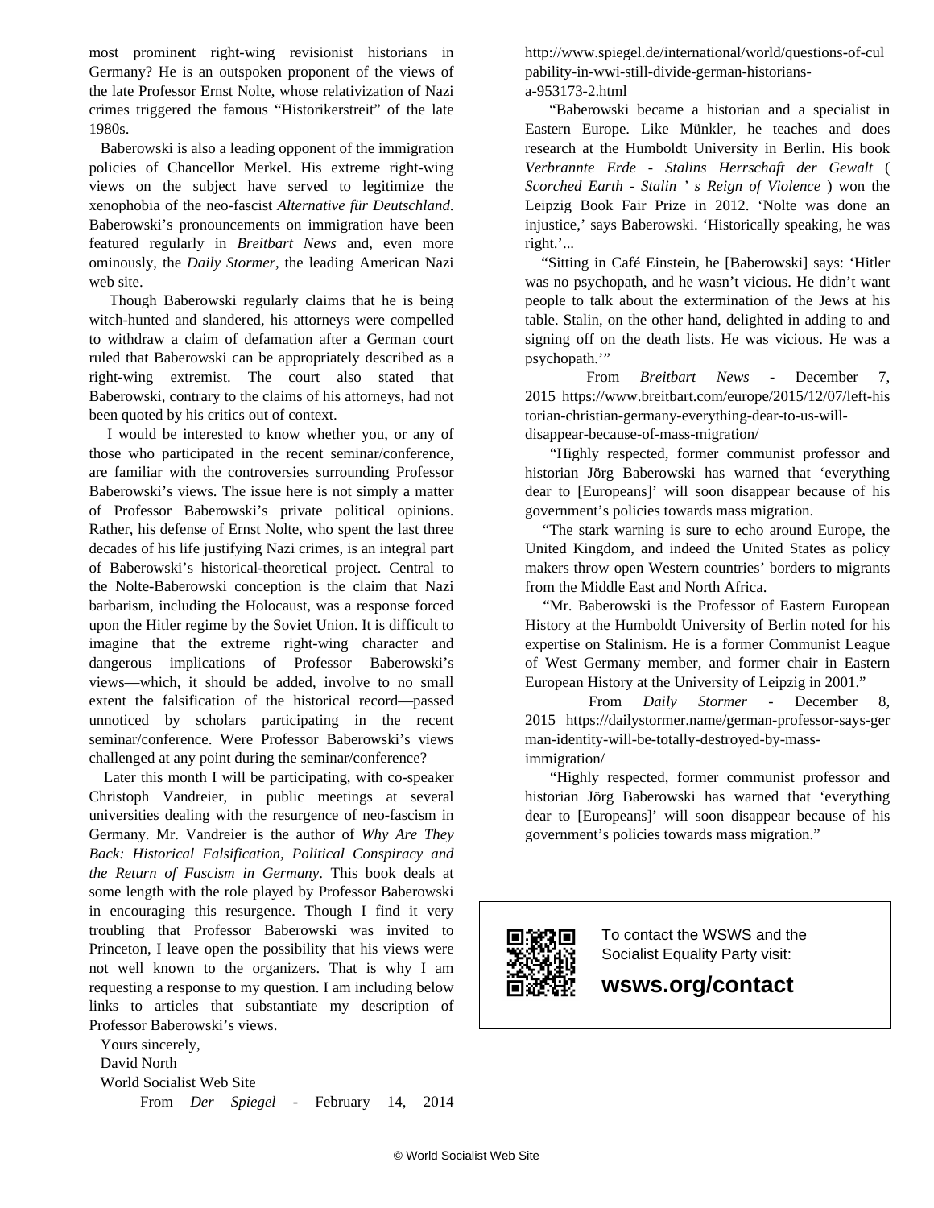most prominent right-wing revisionist historians in Germany? He is an outspoken proponent of the views of the late Professor Ernst Nolte, whose relativization of Nazi crimes triggered the famous "Historikerstreit" of the late 1980s.

Baberowski is also a leading opponent of the immigration policies of Chancellor Merkel. His extreme right-wing views on the subject have served to legitimize the xenophobia of the neo-fascist *Alternative für Deutschland*. Baberowski's pronouncements on immigration have been featured regularly in *Breitbart News* and, even more ominously, the *Daily Stormer*, the leading American Nazi web site.

Though Baberowski regularly claims that he is being witch-hunted and slandered, his attorneys were compelled to withdraw a claim of defamation after a German court ruled that Baberowski can be appropriately described as a right-wing extremist. The court also stated that Baberowski, contrary to the claims of his attorneys, had not been quoted by his critics out of context.

I would be interested to know whether you, or any of those who participated in the recent seminar/conference, are familiar with the controversies surrounding Professor Baberowski's views. The issue here is not simply a matter of Professor Baberowski's private political opinions. Rather, his defense of Ernst Nolte, who spent the last three decades of his life justifying Nazi crimes, is an integral part of Baberowski's historical-theoretical project. Central to the Nolte-Baberowski conception is the claim that Nazi barbarism, including the Holocaust, was a response forced upon the Hitler regime by the Soviet Union. It is difficult to imagine that the extreme right-wing character and dangerous implications of Professor Baberowski's views—which, it should be added, involve to no small extent the falsification of the historical record—passed unnoticed by scholars participating in the recent seminar/conference. Were Professor Baberowski's views challenged at any point during the seminar/conference?

Later this month I will be participating, with co-speaker Christoph Vandreier, in public meetings at several universities dealing with the resurgence of neo-fascism in Germany. Mr. Vandreier is the author of *Why Are They Back: Historical Falsification, Political Conspiracy and the Return of Fascism in Germany*. This book deals at some length with the role played by Professor Baberowski in encouraging this resurgence. Though I find it very troubling that Professor Baberowski was invited to Princeton, I leave open the possibility that his views were not well known to the organizers. That is why I am requesting a response to my question. I am including below links to articles that substantiate my description of Professor Baberowski's views.

Yours sincerely,
David North
World Socialist Web Site

From *Der Spiegel* - February 14, 2014 http://www.spiegel.de/international/world/questions-of-culpability-in-wwi-still-divide-german-historians-a-953173-2.html

"Baberowski became a historian and a specialist in Eastern Europe. Like Münkler, he teaches and does research at the Humboldt University in Berlin. His book *Verbrannte Erde - Stalins Herrschaft der Gewalt* ( *Scorched Earth - Stalin ' s Reign of Violence* ) won the Leipzig Book Fair Prize in 2012. 'Nolte was done an injustice,' says Baberowski. 'Historically speaking, he was right.'...

"Sitting in Café Einstein, he [Baberowski] says: 'Hitler was no psychopath, and he wasn't vicious. He didn't want people to talk about the extermination of the Jews at his table. Stalin, on the other hand, delighted in adding to and signing off on the death lists. He was vicious. He was a psychopath.'"

From *Breitbart News* - December 7, 2015 https://www.breitbart.com/europe/2015/12/07/left-historian-christian-germany-everything-dear-to-us-will-disappear-because-of-mass-migration/

"Highly respected, former communist professor and historian Jörg Baberowski has warned that 'everything dear to [Europeans]' will soon disappear because of his government's policies towards mass migration.

"The stark warning is sure to echo around Europe, the United Kingdom, and indeed the United States as policy makers throw open Western countries' borders to migrants from the Middle East and North Africa.

"Mr. Baberowski is the Professor of Eastern European History at the Humboldt University of Berlin noted for his expertise on Stalinism. He is a former Communist League of West Germany member, and former chair in Eastern European History at the University of Leipzig in 2001."

From *Daily Stormer* - December 8, 2015 https://dailystormer.name/german-professor-says-german-identity-will-be-totally-destroyed-by-mass-immigration/

"Highly respected, former communist professor and historian Jörg Baberowski has warned that 'everything dear to [Europeans]' will soon disappear because of his government's policies towards mass migration."

To contact the WSWS and the Socialist Equality Party visit:

**wsws.org/contact**